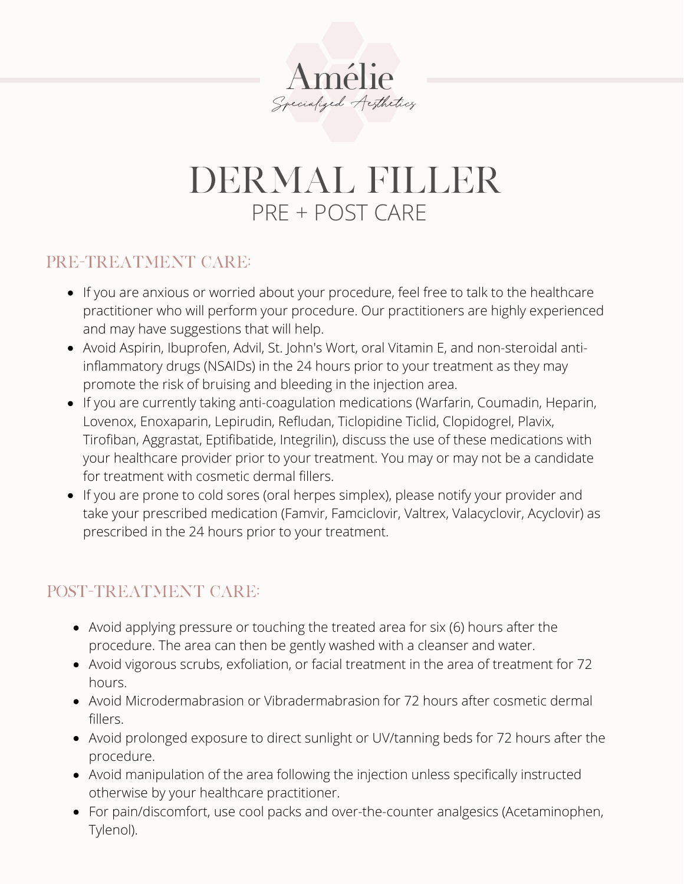Amélie

*Specialized Aesthetics*

# DERMAL FILLER

## PRE + POST CARE

### PRE-TREATMENT CARE:

- If you are anxious or worried about your procedure, feel free to talk to the healthcare practitioner who will perform your procedure. Our practitioners are highly experienced and may have suggestions that will help.
- Avoid Aspirin, Ibuprofen, Advil, St. John's Wort, oral Vitamin E, and non-steroidal anti-inflammatory drugs (NSAIDs) in the 24 hours prior to your treatment as they may promote the risk of bruising and bleeding in the injection area.
- If you are currently taking anti-coagulation medications (Warfarin, Coumadin, Heparin, Lovenox, Enoxaparin, Lepirudin, Refludan, Ticlopidine Ticlid, Clopidogrel, Plavix, Tirofiban, Aggrastat, Eptifibatide, Integrilin), discuss the use of these medications with your healthcare provider prior to your treatment. You may or may not be a candidate for treatment with cosmetic dermal fillers.
- If you are prone to cold sores (oral herpes simplex), please notify your provider and take your prescribed medication (Famvir, Famciclovir, Valtrex, Valacyclovir, Acyclovir) as prescribed in the 24 hours prior to your treatment.

### POST-TREATMENT CARE:

- Avoid applying pressure or touching the treated area for six (6) hours after the procedure. The area can then be gently washed with a cleanser and water.
- Avoid vigorous scrubs, exfoliation, or facial treatment in the area of treatment for 72 hours.
- Avoid Microdermabrasion or Vibradermabrasion for 72 hours after cosmetic dermal fillers.
- Avoid prolonged exposure to direct sunlight or UV/tanning beds for 72 hours after the procedure.
- Avoid manipulation of the area following the injection unless specifically instructed otherwise by your healthcare practitioner.
- For pain/discomfort, use cool packs and over-the-counter analgesics (Acetaminophen, Tylenol).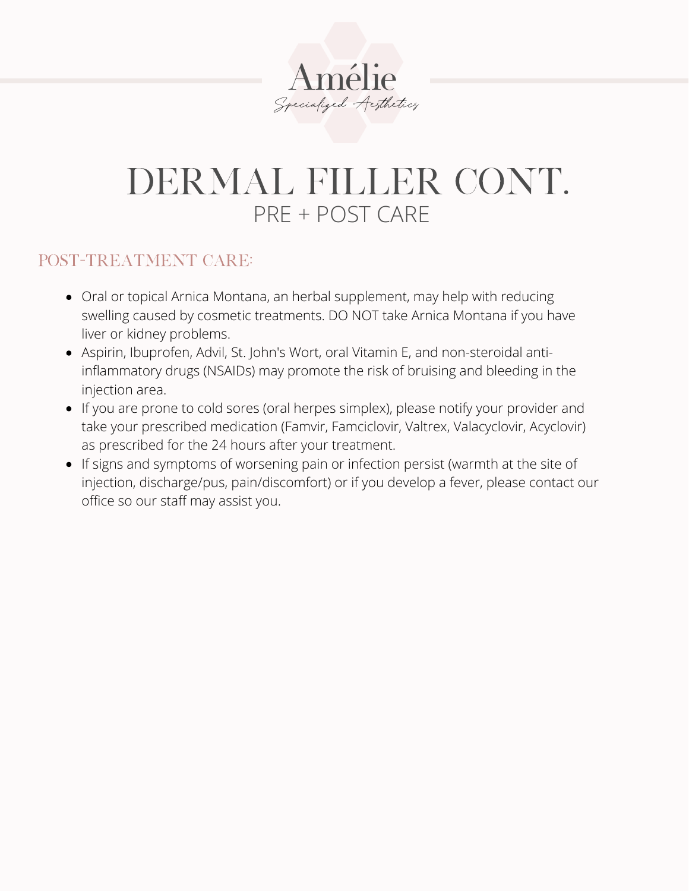Amélie
Specialized Aesthetics

# DERMAL FILLER CONT.

## PRE + POST CARE

### POST-TREATMENT CARE:

- Oral or topical Arnica Montana, an herbal supplement, may help with reducing swelling caused by cosmetic treatments. DO NOT take Arnica Montana if you have liver or kidney problems.
- Aspirin, Ibuprofen, Advil, St. John's Wort, oral Vitamin E, and non-steroidal anti-inflammatory drugs (NSAIDs) may promote the risk of bruising and bleeding in the injection area.
- If you are prone to cold sores (oral herpes simplex), please notify your provider and take your prescribed medication (Famvir, Famciclovir, Valtrex, Valacyclovir, Acyclovir) as prescribed for the 24 hours after your treatment.
- If signs and symptoms of worsening pain or infection persist (warmth at the site of injection, discharge/pus, pain/discomfort) or if you develop a fever, please contact our office so our staff may assist you.